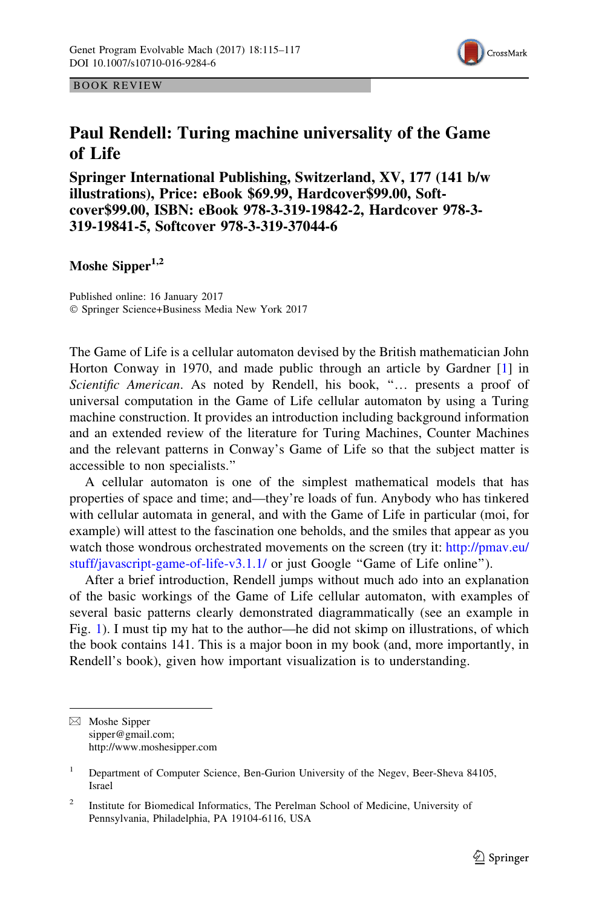BOOK REVIEW

# Paul Rendell: Turing machine universality of the Game of Life

**Springer International Publishing, Switzerland, XV, 177 (141 b/w illustrations), Price: eBook $69.99, Hardcover$99.00, Softcover$99.00, ISBN: eBook 978-3-319-19842-2, Hardcover 978-3-319-19841-5, Softcover 978-3-319-37044-6**

**Moshe Sipper**[1,2]

Published online: 16 January 2017
© Springer Science+Business Media New York 2017

The Game of Life is a cellular automaton devised by the British mathematician John Horton Conway in 1970, and made public through an article by Gardner [1] in *Scientific American*. As noted by Rendell, his book, "… presents a proof of universal computation in the Game of Life cellular automaton by using a Turing machine construction. It provides an introduction including background information and an extended review of the literature for Turing Machines, Counter Machines and the relevant patterns in Conway's Game of Life so that the subject matter is accessible to non specialists."

A cellular automaton is one of the simplest mathematical models that has properties of space and time; and—they're loads of fun. Anybody who has tinkered with cellular automata in general, and with the Game of Life in particular (moi, for example) will attest to the fascination one beholds, and the smiles that appear as you watch those wondrous orchestrated movements on the screen (try it: http://pmav.eu/stuff/javascript-game-of-life-v3.1.1/ or just Google "Game of Life online").

After a brief introduction, Rendell jumps without much ado into an explanation of the basic workings of the Game of Life cellular automaton, with examples of several basic patterns clearly demonstrated diagrammatically (see an example in Fig. 1). I must tip my hat to the author—he did not skimp on illustrations, of which the book contains 141. This is a major boon in my book (and, more importantly, in Rendell's book), given how important visualization is to understanding.

---

✉ Moshe Sipper
sipper@gmail.com;
http://www.moshesipper.com

[1] Department of Computer Science, Ben-Gurion University of the Negev, Beer-Sheva 84105, Israel

[2] Institute for Biomedical Informatics, The Perelman School of Medicine, University of Pennsylvania, Philadelphia, PA 19104-6116, USA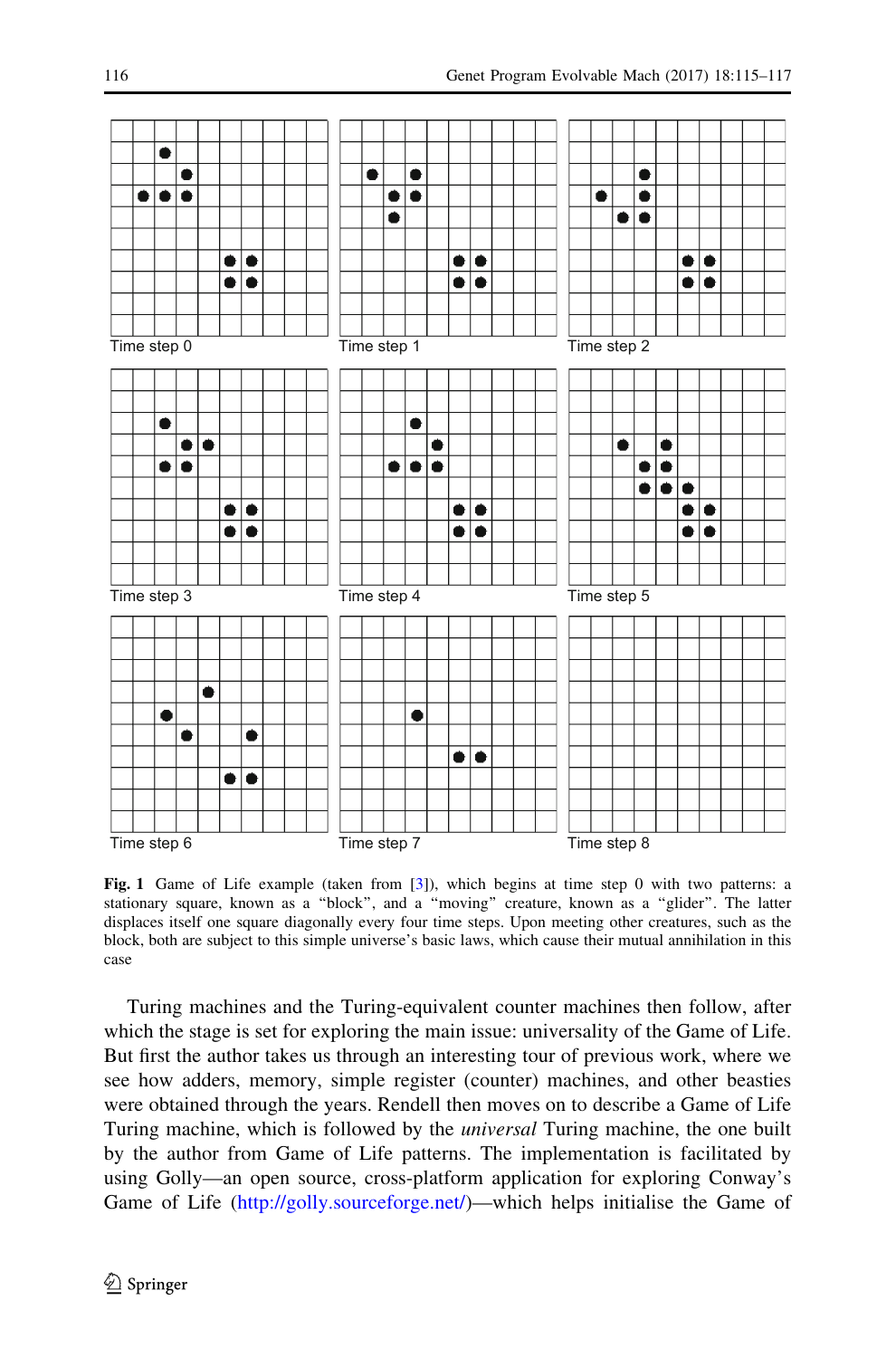Time step 0

Time step 1

Time step 2

Time step 3

Time step 4

Time step 5

Time step 6

Time step 7

Time step 8

**Fig. 1** Game of Life example (taken from [3]), which begins at time step 0 with two patterns: a stationary square, known as a "block", and a "moving" creature, known as a "glider". The latter displaces itself one square diagonally every four time steps. Upon meeting other creatures, such as the block, both are subject to this simple universe's basic laws, which cause their mutual annihilation in this case

Turing machines and the Turing-equivalent counter machines then follow, after which the stage is set for exploring the main issue: universality of the Game of Life. But first the author takes us through an interesting tour of previous work, where we see how adders, memory, simple register (counter) machines, and other beasties were obtained through the years. Rendell then moves on to describe a Game of Life Turing machine, which is followed by the *universal* Turing machine, the one built by the author from Game of Life patterns. The implementation is facilitated by using Golly—an open source, cross-platform application for exploring Conway's Game of Life (http://golly.sourceforge.net/)—which helps initialise the Game of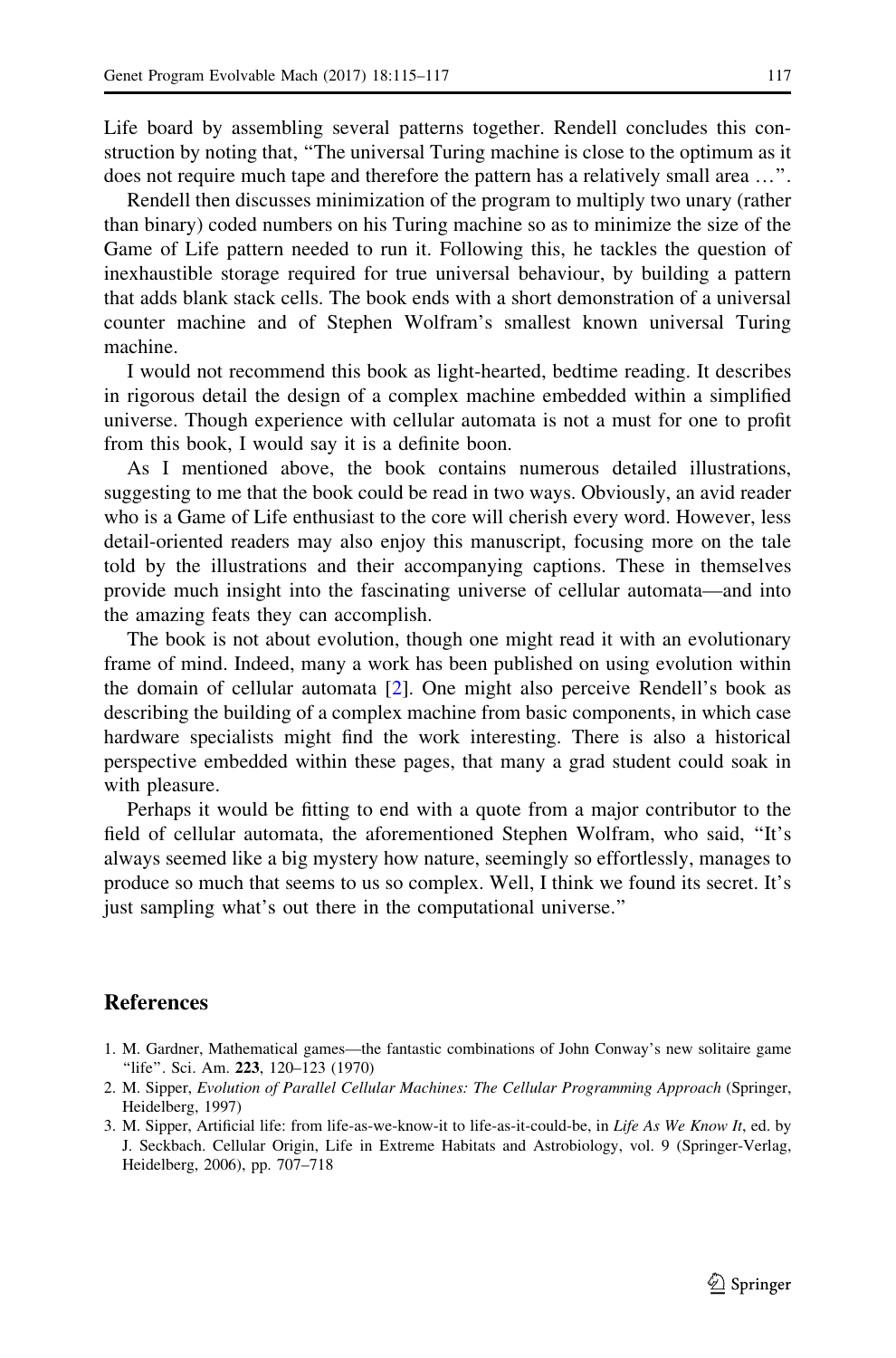Life board by assembling several patterns together. Rendell concludes this construction by noting that, "The universal Turing machine is close to the optimum as it does not require much tape and therefore the pattern has a relatively small area …".

Rendell then discusses minimization of the program to multiply two unary (rather than binary) coded numbers on his Turing machine so as to minimize the size of the Game of Life pattern needed to run it. Following this, he tackles the question of inexhaustible storage required for true universal behaviour, by building a pattern that adds blank stack cells. The book ends with a short demonstration of a universal counter machine and of Stephen Wolfram's smallest known universal Turing machine.

I would not recommend this book as light-hearted, bedtime reading. It describes in rigorous detail the design of a complex machine embedded within a simplified universe. Though experience with cellular automata is not a must for one to profit from this book, I would say it is a definite boon.

As I mentioned above, the book contains numerous detailed illustrations, suggesting to me that the book could be read in two ways. Obviously, an avid reader who is a Game of Life enthusiast to the core will cherish every word. However, less detail-oriented readers may also enjoy this manuscript, focusing more on the tale told by the illustrations and their accompanying captions. These in themselves provide much insight into the fascinating universe of cellular automata—and into the amazing feats they can accomplish.

The book is not about evolution, though one might read it with an evolutionary frame of mind. Indeed, many a work has been published on using evolution within the domain of cellular automata [2]. One might also perceive Rendell's book as describing the building of a complex machine from basic components, in which case hardware specialists might find the work interesting. There is also a historical perspective embedded within these pages, that many a grad student could soak in with pleasure.

Perhaps it would be fitting to end with a quote from a major contributor to the field of cellular automata, the aforementioned Stephen Wolfram, who said, "It's always seemed like a big mystery how nature, seemingly so effortlessly, manages to produce so much that seems to us so complex. Well, I think we found its secret. It's just sampling what's out there in the computational universe."

## References

1. M. Gardner, Mathematical games—the fantastic combinations of John Conway's new solitaire game "life". Sci. Am. **223**, 120–123 (1970)
2. M. Sipper, *Evolution of Parallel Cellular Machines: The Cellular Programming Approach* (Springer, Heidelberg, 1997)
3. M. Sipper, Artificial life: from life-as-we-know-it to life-as-it-could-be, in *Life As We Know It*, ed. by J. Seckbach. Cellular Origin, Life in Extreme Habitats and Astrobiology, vol. 9 (Springer-Verlag, Heidelberg, 2006), pp. 707–718